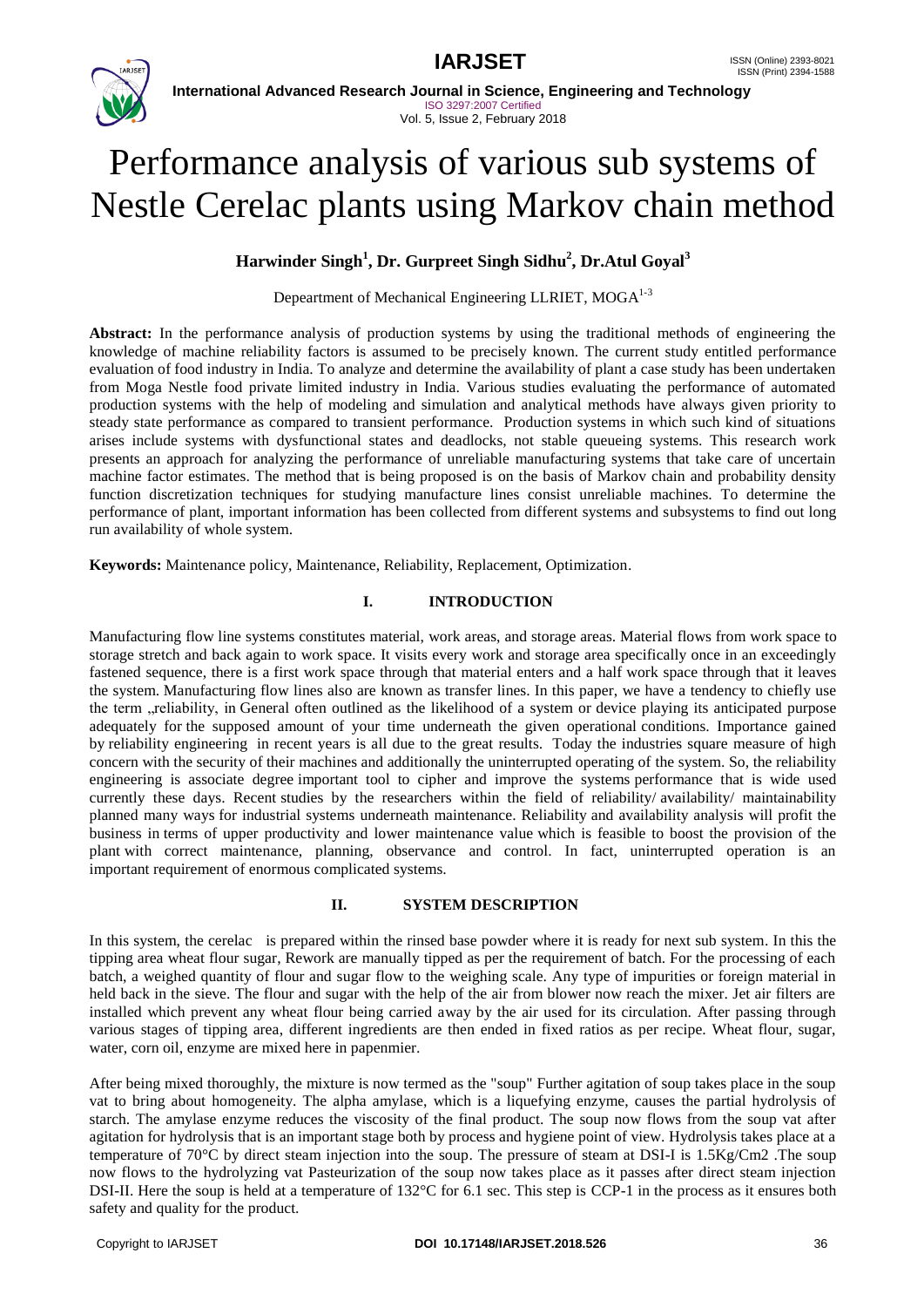# Performance analysis of various sub systems of Nestle Cerelac plants using Markov chain method

**Harwinder Singh[1], Dr. Gurpreet Singh Sidhu[2], Dr.Atul Goyal[3]**

Depeartment of Mechanical Engineering LLRIET, MOGA[1-3]

**Abstract:** In the performance analysis of production systems by using the traditional methods of engineering the knowledge of machine reliability factors is assumed to be precisely known. The current study entitled performance evaluation of food industry in India. To analyze and determine the availability of plant a case study has been undertaken from Moga Nestle food private limited industry in India. Various studies evaluating the performance of automated production systems with the help of modeling and simulation and analytical methods have always given priority to steady state performance as compared to transient performance. Production systems in which such kind of situations arises include systems with dysfunctional states and deadlocks, not stable queueing systems. This research work presents an approach for analyzing the performance of unreliable manufacturing systems that take care of uncertain machine factor estimates. The method that is being proposed is on the basis of Markov chain and probability density function discretization techniques for studying manufacture lines consist unreliable machines. To determine the performance of plant, important information has been collected from different systems and subsystems to find out long run availability of whole system.

**Keywords:** Maintenance policy, Maintenance, Reliability, Replacement, Optimization.

## I. INTRODUCTION

Manufacturing flow line systems constitutes material, work areas, and storage areas. Material flows from work space to storage stretch and back again to work space. It visits every work and storage area specifically once in an exceedingly fastened sequence, there is a first work space through that material enters and a half work space through that it leaves the system. Manufacturing flow lines also are known as transfer lines. In this paper, we have a tendency to chiefly use the term „reliability, in General often outlined as the likelihood of a system or device playing its anticipated purpose adequately for the supposed amount of your time underneath the given operational conditions. Importance gained by reliability engineering in recent years is all due to the great results. Today the industries square measure of high concern with the security of their machines and additionally the uninterrupted operating of the system. So, the reliability engineering is associate degree important tool to cipher and improve the systems performance that is wide used currently these days. Recent studies by the researchers within the field of reliability/ availability/ maintainability planned many ways for industrial systems underneath maintenance. Reliability and availability analysis will profit the business in terms of upper productivity and lower maintenance value which is feasible to boost the provision of the plant with correct maintenance, planning, observance and control. In fact, uninterrupted operation is an important requirement of enormous complicated systems.

## II. SYSTEM DESCRIPTION

In this system, the cerelac is prepared within the rinsed base powder where it is ready for next sub system. In this the tipping area wheat flour sugar, Rework are manually tipped as per the requirement of batch. For the processing of each batch, a weighed quantity of flour and sugar flow to the weighing scale. Any type of impurities or foreign material in held back in the sieve. The flour and sugar with the help of the air from blower now reach the mixer. Jet air filters are installed which prevent any wheat flour being carried away by the air used for its circulation. After passing through various stages of tipping area, different ingredients are then ended in fixed ratios as per recipe. Wheat flour, sugar, water, corn oil, enzyme are mixed here in papenmier.

After being mixed thoroughly, the mixture is now termed as the "soup" Further agitation of soup takes place in the soup vat to bring about homogeneity. The alpha amylase, which is a liquefying enzyme, causes the partial hydrolysis of starch. The amylase enzyme reduces the viscosity of the final product. The soup now flows from the soup vat after agitation for hydrolysis that is an important stage both by process and hygiene point of view. Hydrolysis takes place at a temperature of 70°C by direct steam injection into the soup. The pressure of steam at DSI-I is 1.5Kg/Cm2 .The soup now flows to the hydrolyzing vat Pasteurization of the soup now takes place as it passes after direct steam injection DSI-II. Here the soup is held at a temperature of 132°C for 6.1 sec. This step is CCP-1 in the process as it ensures both safety and quality for the product.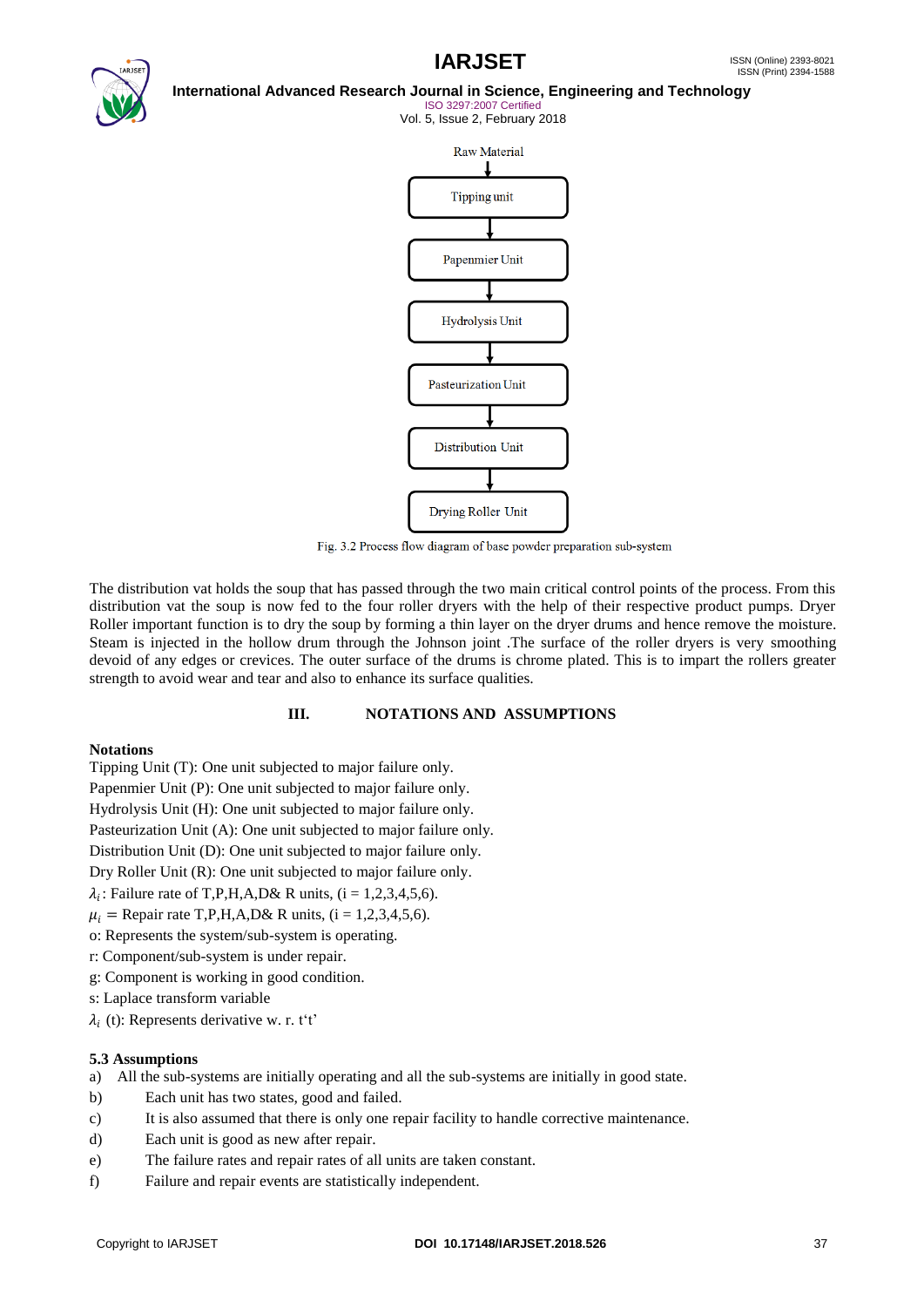Raw Material → Tipping unit → Papenmier Unit → Hydrolysis Unit → Pasteurization Unit → Distribution Unit → Drying Roller Unit

Fig. 3.2 Process flow diagram of base powder preparation sub-system

The distribution vat holds the soup that has passed through the two main critical control points of the process. From this distribution vat the soup is now fed to the four roller dryers with the help of their respective product pumps. Dryer Roller important function is to dry the soup by forming a thin layer on the dryer drums and hence remove the moisture. Steam is injected in the hollow drum through the Johnson joint .The surface of the roller dryers is very smoothing devoid of any edges or crevices. The outer surface of the drums is chrome plated. This is to impart the rollers greater strength to avoid wear and tear and also to enhance its surface qualities.

## III. NOTATIONS AND ASSUMPTIONS

**Notations**

Tipping Unit (T): One unit subjected to major failure only.
Papenmier Unit (P): One unit subjected to major failure only.
Hydrolysis Unit (H): One unit subjected to major failure only.
Pasteurization Unit (A): One unit subjected to major failure only.
Distribution Unit (D): One unit subjected to major failure only.
Dry Roller Unit (R): One unit subjected to major failure only.
$\lambda_i$: Failure rate of T,P,H,A,D& R units, (i = 1,2,3,4,5,6).
$\mu_i$ = Repair rate T,P,H,A,D& R units, (i = 1,2,3,4,5,6).
o: Represents the system/sub-system is operating.
r: Component/sub-system is under repair.
g: Component is working in good condition.
s: Laplace transform variable
$\lambda_i$ (t): Represents derivative w. r. t't'

**5.3 Assumptions**

a) All the sub-systems are initially operating and all the sub-systems are initially in good state.
b) Each unit has two states, good and failed.
c) It is also assumed that there is only one repair facility to handle corrective maintenance.
d) Each unit is good as new after repair.
e) The failure rates and repair rates of all units are taken constant.
f) Failure and repair events are statistically independent.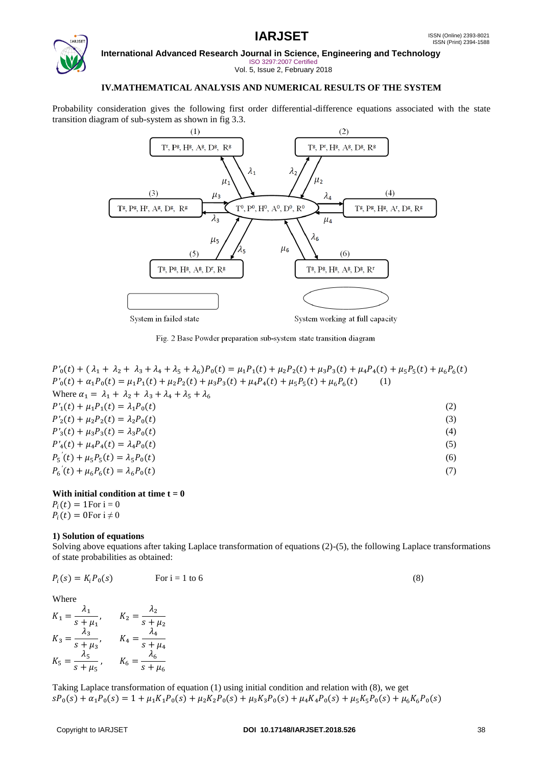## IV.MATHEMATICAL ANALYSIS AND NUMERICAL RESULTS OF THE SYSTEM

Probability consideration gives the following first order differential-difference equations associated with the state transition diagram of sub-system as shown in fig 3.3.

(1) $T^r, P^g, H^g, A^g, D^g, R^g$

(2) $T^g, P^r, H^g, A^g, D^g, R^g$

(3) $T^g, P^g, H^r, A^g, D^g, R^g$

$T^0, P^0, H^0, A^0, D^0, R^0$

(4) $T^g, P^g, H^g, A^r, D^g, R^g$

(5) $T^g, P^g, H^g, A^g, D^r, R^g$

(6) $T^g, P^g, H^g, A^g, D^g, R^r$

System in failed state

System working at full capacity

Fig. 2 Base Powder preparation sub-system state transition diagram

$$P'_0(t) + (\lambda_1 + \lambda_2 + \lambda_3 + \lambda_4 + \lambda_5 + \lambda_6)P_0(t) = \mu_1 P_1(t) + \mu_2 P_2(t) + \mu_3 P_3(t) + \mu_4 P_4(t) + \mu_5 P_5(t) + \mu_6 P_6(t)$$

$$P'_0(t) + \alpha_1 P_0(t) = \mu_1 P_1(t) + \mu_2 P_2(t) + \mu_3 P_3(t) + \mu_4 P_4(t) + \mu_5 P_5(t) + \mu_6 P_6(t) \qquad (1)$$

Where $\alpha_1 = \lambda_1 + \lambda_2 + \lambda_3 + \lambda_4 + \lambda_5 + \lambda_6$

$$P'_1(t) + \mu_1 P_1(t) = \lambda_1 P_0(t) \qquad (2)$$

$$P'_2(t) + \mu_2 P_2(t) = \lambda_2 P_0(t) \qquad (3)$$

$$P'_3(t) + \mu_3 P_3(t) = \lambda_3 P_0(t) \qquad (4)$$

$$P'_4(t) + \mu_4 P_4(t) = \lambda_4 P_0(t) \qquad (5)$$

$$P_5'(t) + \mu_5 P_5(t) = \lambda_5 P_0(t) \qquad (6)$$

$$P_6'(t) + \mu_6 P_6(t) = \lambda_6 P_0(t) \qquad (7)$$

**With initial condition at time t = 0**

$P_i(t) = 1$For i = 0

$P_i(t) = 0$For i $\neq$ 0

**1) Solution of equations**

Solving above equations after taking Laplace transformation of equations (2)-(5), the following Laplace transformations of state probabilities as obtained:

$$P_i(s) = K_i P_0(s) \qquad \text{For i = 1 to 6} \qquad (8)$$

Where

$$K_1 = \frac{\lambda_1}{s + \mu_1}, \quad K_2 = \frac{\lambda_2}{s + \mu_2}$$

$$K_3 = \frac{\lambda_3}{s + \mu_3}, \quad K_4 = \frac{\lambda_4}{s + \mu_4}$$

$$K_5 = \frac{\lambda_5}{s + \mu_5}, \quad K_6 = \frac{\lambda_6}{s + \mu_6}$$

Taking Laplace transformation of equation (1) using initial condition and relation with (8), we get

$$sP_0(s) + \alpha_1 P_0(s) = 1 + \mu_1 K_1 P_0(s) + \mu_2 K_2 P_0(s) + \mu_3 K_3 P_0(s) + \mu_4 K_4 P_0(s) + \mu_5 K_5 P_0(s) + \mu_6 K_6 P_0(s)$$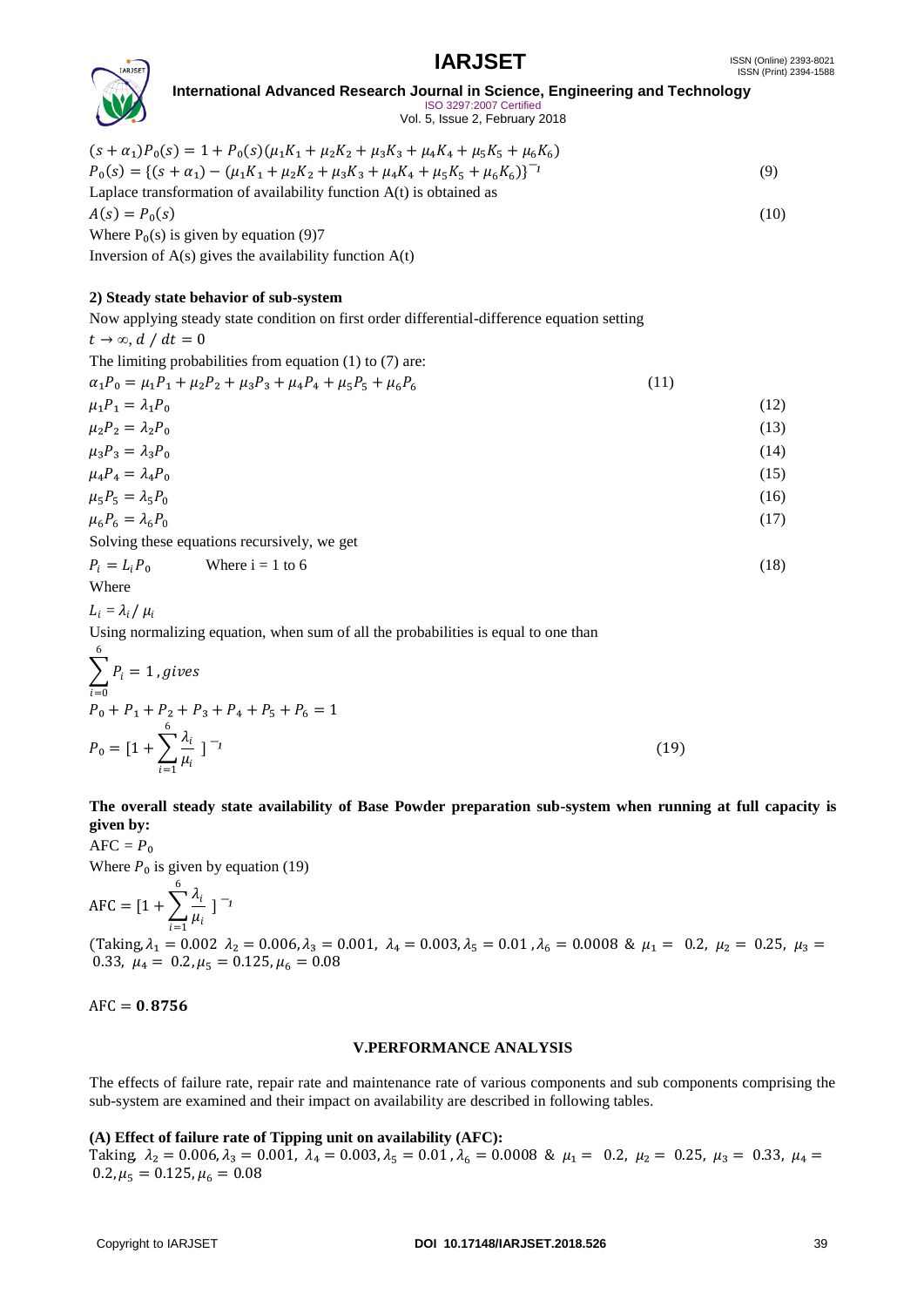$$(s + \alpha_1)P_0(s) = 1 + P_0(s)(\mu_1 K_1 + \mu_2 K_2 + \mu_3 K_3 + \mu_4 K_4 + \mu_5 K_5 + \mu_6 K_6)$$

$$P_0(s) = \{(s + \alpha_1) - (\mu_1 K_1 + \mu_2 K_2 + \mu_3 K_3 + \mu_4 K_4 + \mu_5 K_5 + \mu_6 K_6)\}^{-1} \quad (9)$$

Laplace transformation of availability function A(t) is obtained as

$$A(s) = P_0(s) \quad (10)$$

Where $P_0(s)$ is given by equation (9)7

Inversion of A(s) gives the availability function A(t)

**2) Steady state behavior of sub-system**

Now applying steady state condition on first order differential-difference equation setting

$t \to \infty, d / dt = 0$

The limiting probabilities from equation (1) to (7) are:

$$\alpha_1 P_0 = \mu_1 P_1 + \mu_2 P_2 + \mu_3 P_3 + \mu_4 P_4 + \mu_5 P_5 + \mu_6 P_6 \quad (11)$$

$$\mu_1 P_1 = \lambda_1 P_0 \quad (12)$$

$$\mu_2 P_2 = \lambda_2 P_0 \quad (13)$$

$$\mu_3 P_3 = \lambda_3 P_0 \quad (14)$$

$$\mu_4 P_4 = \lambda_4 P_0 \quad (15)$$

$$\mu_5 P_5 = \lambda_5 P_0 \quad (16)$$

$$\mu_6 P_6 = \lambda_6 P_0 \quad (17)$$

Solving these equations recursively, we get

$$P_i = L_i P_0 \qquad \text{Where i = 1 to 6} \quad (18)$$

Where

$L_i = \lambda_i / \mu_i$

Using normalizing equation, when sum of all the probabilities is equal to one than

$$\sum_{i=0}^{6} P_i = 1, gives$$

$$P_0 + P_1 + P_2 + P_3 + P_4 + P_5 + P_6 = 1$$

$$P_0 = [1 + \sum_{i=1}^{6} \frac{\lambda_i}{\mu_i}]^{-1} \quad (19)$$

**The overall steady state availability of Base Powder preparation sub-system when running at full capacity is given by:**

AFC = $P_0$

Where $P_0$ is given by equation (19)

$$\text{AFC} = [1 + \sum_{i=1}^{6} \frac{\lambda_i}{\mu_i}]^{-1}$$

(Taking, $\lambda_1 = 0.002$ $\lambda_2 = 0.006, \lambda_3 = 0.001,$ $\lambda_4 = 0.003, \lambda_5 = 0.01, \lambda_6 = 0.0008$ & $\mu_1 = 0.2,$ $\mu_2 = 0.25,$ $\mu_3 = 0.33,$ $\mu_4 = 0.2, \mu_5 = 0.125, \mu_6 = 0.08$

AFC = $\mathbf{0.8756}$

## V.PERFORMANCE ANALYSIS

The effects of failure rate, repair rate and maintenance rate of various components and sub components comprising the sub-system are examined and their impact on availability are described in following tables.

**(A) Effect of failure rate of Tipping unit on availability (AFC):**

Taking, $\lambda_2 = 0.006, \lambda_3 = 0.001,$ $\lambda_4 = 0.003, \lambda_5 = 0.01, \lambda_6 = 0.0008$ & $\mu_1 = 0.2,$ $\mu_2 = 0.25,$ $\mu_3 = 0.33,$ $\mu_4 = 0.2, \mu_5 = 0.125, \mu_6 = 0.08$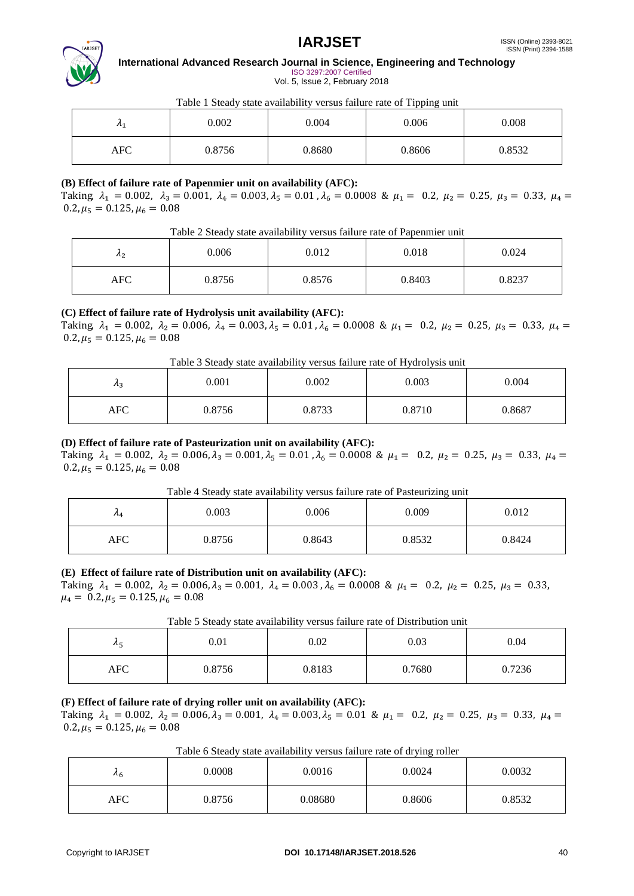Table 1 Steady state availability versus failure rate of Tipping unit

| $\lambda_1$ | 0.002 | 0.004 | 0.006 | 0.008 |
|---|---|---|---|---|
| AFC | 0.8756 | 0.8680 | 0.8606 | 0.8532 |

**(B) Effect of failure rate of Papenmier unit on availability (AFC):**

Taking $\lambda_1 = 0.002,\ \lambda_3 = 0.001,\ \lambda_4 = 0.003, \lambda_5 = 0.01\ , \lambda_6 = 0.0008\ \&\ \mu_1 = 0.2,\ \mu_2 = 0.25,\ \mu_3 = 0.33,\ \mu_4 = 0.2, \mu_5 = 0.125, \mu_6 = 0.08$

Table 2 Steady state availability versus failure rate of Papenmier unit

| $\lambda_2$ | 0.006 | 0.012 | 0.018 | 0.024 |
|---|---|---|---|---|
| AFC | 0.8756 | 0.8576 | 0.8403 | 0.8237 |

**(C) Effect of failure rate of Hydrolysis unit availability (AFC):**

Taking $\lambda_1 = 0.002,\ \lambda_2 = 0.006,\ \lambda_4 = 0.003, \lambda_5 = 0.01\ , \lambda_6 = 0.0008\ \&\ \mu_1 = 0.2,\ \mu_2 = 0.25,\ \mu_3 = 0.33,\ \mu_4 = 0.2, \mu_5 = 0.125, \mu_6 = 0.08$

Table 3 Steady state availability versus failure rate of Hydrolysis unit

| $\lambda_3$ | 0.001 | 0.002 | 0.003 | 0.004 |
|---|---|---|---|---|
| AFC | 0.8756 | 0.8733 | 0.8710 | 0.8687 |

**(D) Effect of failure rate of Pasteurization unit on availability (AFC):**

Taking $\lambda_1 = 0.002,\ \lambda_2 = 0.006, \lambda_3 = 0.001, \lambda_5 = 0.01\ , \lambda_6 = 0.0008\ \&\ \mu_1 = 0.2,\ \mu_2 = 0.25,\ \mu_3 = 0.33,\ \mu_4 = 0.2, \mu_5 = 0.125, \mu_6 = 0.08$

Table 4 Steady state availability versus failure rate of Pasteurizing unit

| $\lambda_4$ | 0.003 | 0.006 | 0.009 | 0.012 |
|---|---|---|---|---|
| AFC | 0.8756 | 0.8643 | 0.8532 | 0.8424 |

**(E) Effect of failure rate of Distribution unit on availability (AFC):**

Taking $\lambda_1 = 0.002,\ \lambda_2 = 0.006, \lambda_3 = 0.001,\ \lambda_4 = 0.003\ , \lambda_6 = 0.0008\ \&\ \mu_1 = 0.2,\ \mu_2 = 0.25,\ \mu_3 = 0.33,$ $\mu_4 = 0.2, \mu_5 = 0.125, \mu_6 = 0.08$

Table 5 Steady state availability versus failure rate of Distribution unit

| $\lambda_5$ | 0.01 | 0.02 | 0.03 | 0.04 |
|---|---|---|---|---|
| AFC | 0.8756 | 0.8183 | 0.7680 | 0.7236 |

**(F) Effect of failure rate of drying roller unit on availability (AFC):**

Taking $\lambda_1 = 0.002,\ \lambda_2 = 0.006, \lambda_3 = 0.001,\ \lambda_4 = 0.003, \lambda_5 = 0.01\ \&\ \mu_1 = 0.2,\ \mu_2 = 0.25,\ \mu_3 = 0.33,\ \mu_4 = 0.2, \mu_5 = 0.125, \mu_6 = 0.08$

Table 6 Steady state availability versus failure rate of drying roller

| $\lambda_6$ | 0.0008 | 0.0016 | 0.0024 | 0.0032 |
|---|---|---|---|---|
| AFC | 0.8756 | 0.08680 | 0.8606 | 0.8532 |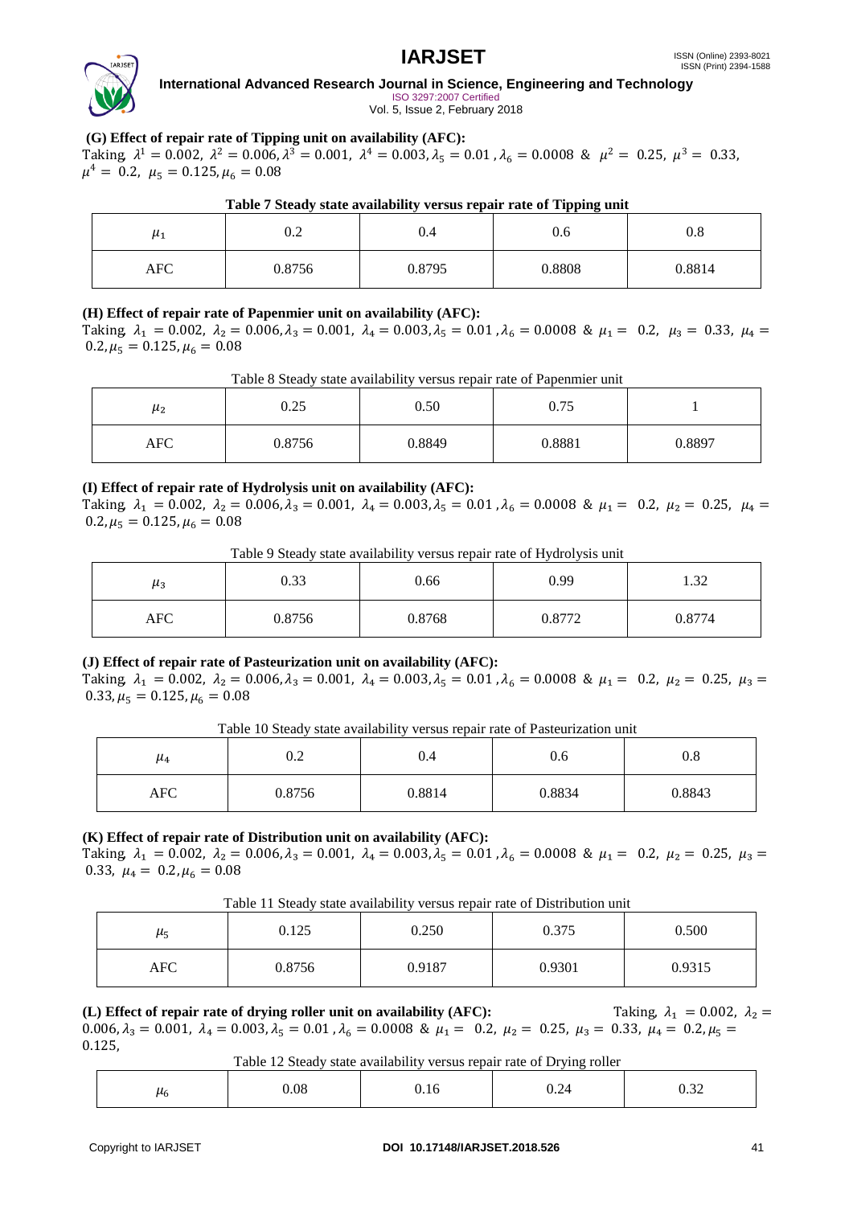**(G) Effect of repair rate of Tipping unit on availability (AFC):**

Taking $\lambda^1 = 0.002,\ \lambda^2 = 0.006, \lambda^3 = 0.001,\ \lambda^4 = 0.003, \lambda_5 = 0.01\ , \lambda_6 = 0.0008\ \&\ \mu^2 =\ 0.25,\ \mu^3 =\ 0.33,$ $\mu^4 =\ 0.2,\ \mu_5 = 0.125, \mu_6 = 0.08$

**Table 7 Steady state availability versus repair rate of Tipping unit**

| $\mu_1$ | 0.2 | 0.4 | 0.6 | 0.8 |
|---|---|---|---|---|
| AFC | 0.8756 | 0.8795 | 0.8808 | 0.8814 |

**(H) Effect of repair rate of Papenmier unit on availability (AFC):**

Taking $\lambda_1\ = 0.002,\ \lambda_2 = 0.006, \lambda_3 = 0.001,\ \lambda_4 = 0.003, \lambda_5 = 0.01\ , \lambda_6 = 0.0008\ \&\ \mu_1 =\ 0.2,\ \mu_3 =\ 0.33,\ \mu_4 = 0.2, \mu_5 = 0.125, \mu_6 = 0.08$

Table 8 Steady state availability versus repair rate of Papenmier unit

| $\mu_2$ | 0.25 | 0.50 | 0.75 | 1 |
|---|---|---|---|---|
| AFC | 0.8756 | 0.8849 | 0.8881 | 0.8897 |

**(I) Effect of repair rate of Hydrolysis unit on availability (AFC):**

Taking $\lambda_1\ = 0.002,\ \lambda_2 = 0.006, \lambda_3 = 0.001,\ \lambda_4 = 0.003, \lambda_5 = 0.01\ , \lambda_6 = 0.0008\ \&\ \mu_1 =\ 0.2,\ \mu_2 =\ 0.25,\ \mu_4 = 0.2, \mu_5 = 0.125, \mu_6 = 0.08$

Table 9 Steady state availability versus repair rate of Hydrolysis unit

| $\mu_3$ | 0.33 | 0.66 | 0.99 | 1.32 |
|---|---|---|---|---|
| AFC | 0.8756 | 0.8768 | 0.8772 | 0.8774 |

**(J) Effect of repair rate of Pasteurization unit on availability (AFC):**

Taking $\lambda_1\ = 0.002,\ \lambda_2 = 0.006, \lambda_3 = 0.001,\ \lambda_4 = 0.003, \lambda_5 = 0.01\ , \lambda_6 = 0.0008\ \&\ \mu_1 =\ 0.2,\ \mu_2 =\ 0.25,\ \mu_3 = 0.33, \mu_5 = 0.125, \mu_6 = 0.08$

Table 10 Steady state availability versus repair rate of Pasteurization unit

| $\mu_4$ | 0.2 | 0.4 | 0.6 | 0.8 |
|---|---|---|---|---|
| AFC | 0.8756 | 0.8814 | 0.8834 | 0.8843 |

**(K) Effect of repair rate of Distribution unit on availability (AFC):**

Taking $\lambda_1\ = 0.002,\ \lambda_2 = 0.006, \lambda_3 = 0.001,\ \lambda_4 = 0.003, \lambda_5 = 0.01\ , \lambda_6 = 0.0008\ \&\ \mu_1 =\ 0.2,\ \mu_2 =\ 0.25,\ \mu_3 = 0.33,\ \mu_4 =\ 0.2, \mu_6 = 0.08$

Table 11 Steady state availability versus repair rate of Distribution unit

| $\mu_5$ | 0.125 | 0.250 | 0.375 | 0.500 |
|---|---|---|---|---|
| AFC | 0.8756 | 0.9187 | 0.9301 | 0.9315 |

**(L) Effect of repair rate of drying roller unit on availability (AFC):** Taking $\lambda_1\ = 0.002,\ \lambda_2 = 0.006, \lambda_3 = 0.001,\ \lambda_4 = 0.003, \lambda_5 = 0.01\ , \lambda_6 = 0.0008\ \&\ \mu_1 =\ 0.2,\ \mu_2 =\ 0.25,\ \mu_3 =\ 0.33,\ \mu_4 = 0.2, \mu_5 = 0.125,$

Table 12 Steady state availability versus repair rate of Drying roller

| $\mu_6$ | 0.08 | 0.16 | 0.24 | 0.32 |
|---|---|---|---|---|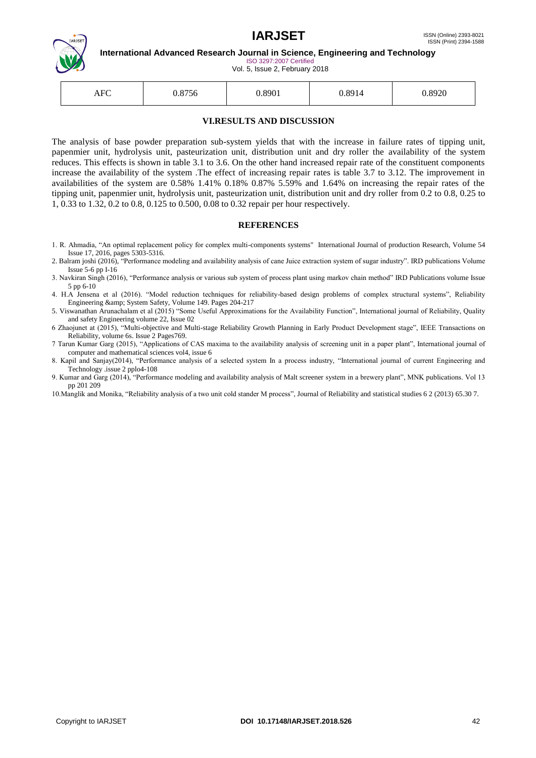| | | | | |
|---|---|---|---|---|
| AFC | 0.8756 | 0.8901 | 0.8914 | 0.8920 |

## VI.RESULTS AND DISCUSSION

The analysis of base powder preparation sub-system yields that with the increase in failure rates of tipping unit, papenmier unit, hydrolysis unit, pasteurization unit, distribution unit and dry roller the availability of the system reduces. This effects is shown in table 3.1 to 3.6. On the other hand increased repair rate of the constituent components increase the availability of the system .The effect of increasing repair rates is table 3.7 to 3.12. The improvement in availabilities of the system are 0.58% 1.41% 0.18% 0.87% 5.59% and 1.64% on increasing the repair rates of the tipping unit, papenmier unit, hydrolysis unit, pasteurization unit, distribution unit and dry roller from 0.2 to 0.8, 0.25 to 1, 0.33 to 1.32, 0.2 to 0.8, 0.125 to 0.500, 0.08 to 0.32 repair per hour respectively.

## REFERENCES

1. R. Ahmadia, "An optimal replacement policy for complex multi-components systems" International Journal of production Research, Volume 54 Issue 17, 2016, pages 5303-5316.
2. Balram joshi (2016), "Performance modeling and availability analysis of cane Juice extraction system of sugar industry". IRD publications Volume Issue 5-6 pp I-16
3. Navkiran Singh (2016), "Performance analysis or various sub system of process plant using markov chain method" IRD Publications volume Issue 5 pp 6-10
4. H.A Jensena et al (2016). "Model reduction techniques for reliability-based design problems of complex structural systems", Reliability Engineering &amp; System Safety, Volume 149. Pages 204-217
5. Viswanathan Arunachalam et al (2015) "Some Useful Approximations for the Availability Function", International journal of Reliability, Quality and safety Engineering volume 22, Issue 02
6 Zhaojunet at (2015), "Multi-objective and Multi-stage Reliability Growth Planning in Early Product Development stage", IEEE Transactions on Reliability, volume 6s. Issue 2 Pages769.
7 Tarun Kumar Garg (2015), "Applications of CAS maxima to the availability analysis of screening unit in a paper plant", International journal of computer and mathematical sciences vol4, issue 6
8. Kapil and Sanjay(2014), "Performance analysis of a selected system In a process industry, "International journal of current Engineering and Technology .issue 2 pplo4-108
9. Kumar and Garg (2014), "Performance modeling and availability analysis of Malt screener system in a brewery plant", MNK publications. Vol 13 pp 201 209
10.Manglik and Monika, "Reliability analysis of a two unit cold stander M process", Journal of Reliability and statistical studies 6 2 (2013) 65.30 7.